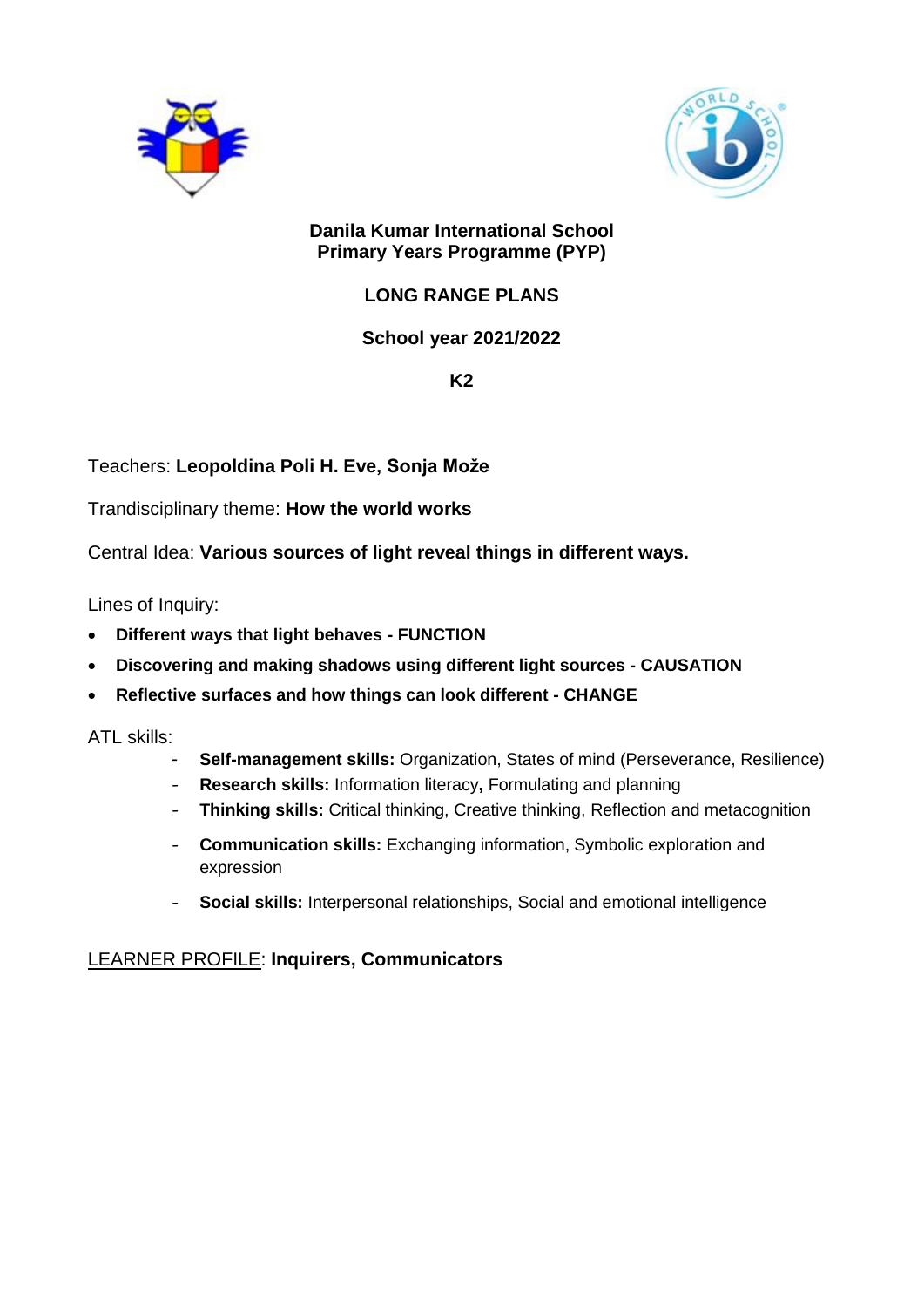**Danila Kumar International School**
**Primary Years Programme (PYP)**

**LONG RANGE PLANS**

**School year 2021/2022**

**K2**

Teachers: **Leopoldina Poli H. Eve, Sonja Može**

Trandisciplinary theme: **How the world works**

Central Idea: **Various sources of light reveal things in different ways.**

Lines of Inquiry:

- **Different ways that light behaves - FUNCTION**
- **Discovering and making shadows using different light sources - CAUSATION**
- **Reflective surfaces and how things can look different - CHANGE**

ATL skills:

- **Self-management skills:** Organization, States of mind (Perseverance, Resilience)
- **Research skills:** Information literacy**,** Formulating and planning
- **Thinking skills:** Critical thinking, Creative thinking, Reflection and metacognition
- **Communication skills:** Exchanging information, Symbolic exploration and expression
- **Social skills:** Interpersonal relationships, Social and emotional intelligence

LEARNER PROFILE: **Inquirers, Communicators**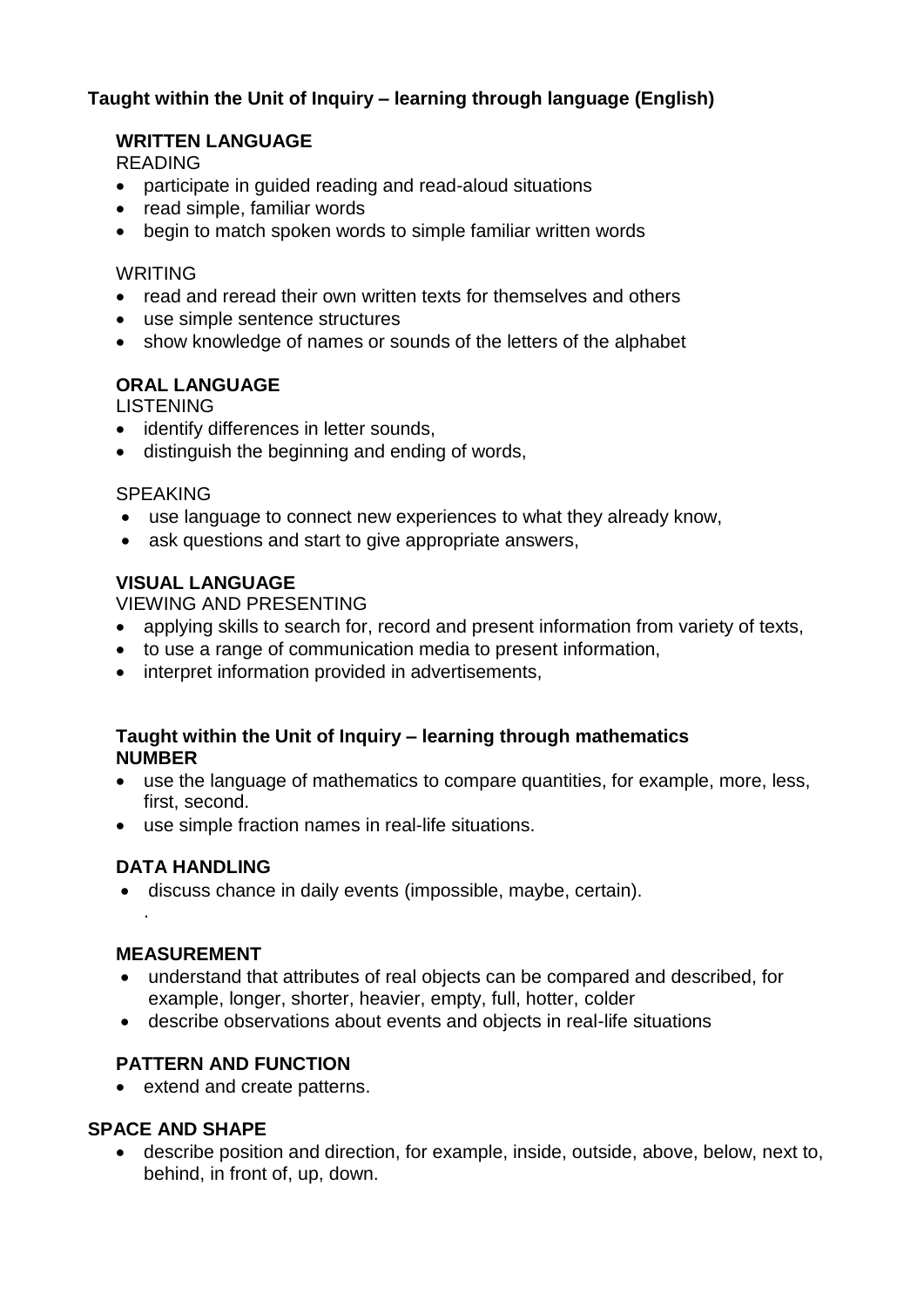**Taught within the Unit of Inquiry – learning through language (English)**

**WRITTEN LANGUAGE**

READING

- participate in guided reading and read-aloud situations
- read simple, familiar words
- begin to match spoken words to simple familiar written words

WRITING

- read and reread their own written texts for themselves and others
- use simple sentence structures
- show knowledge of names or sounds of the letters of the alphabet

**ORAL LANGUAGE**

LISTENING

- identify differences in letter sounds,
- distinguish the beginning and ending of words,

SPEAKING

- use language to connect new experiences to what they already know,
- ask questions and start to give appropriate answers,

**VISUAL LANGUAGE**

VIEWING AND PRESENTING

- applying skills to search for, record and present information from variety of texts,
- to use a range of communication media to present information,
- interpret information provided in advertisements,

**Taught within the Unit of Inquiry – learning through mathematics**

**NUMBER**

- use the language of mathematics to compare quantities, for example, more, less, first, second.
- use simple fraction names in real-life situations.

**DATA HANDLING**

- discuss chance in daily events (impossible, maybe, certain).

.

**MEASUREMENT**

- understand that attributes of real objects can be compared and described, for example, longer, shorter, heavier, empty, full, hotter, colder
- describe observations about events and objects in real-life situations

**PATTERN AND FUNCTION**

- extend and create patterns.

**SPACE AND SHAPE**

- describe position and direction, for example, inside, outside, above, below, next to, behind, in front of, up, down.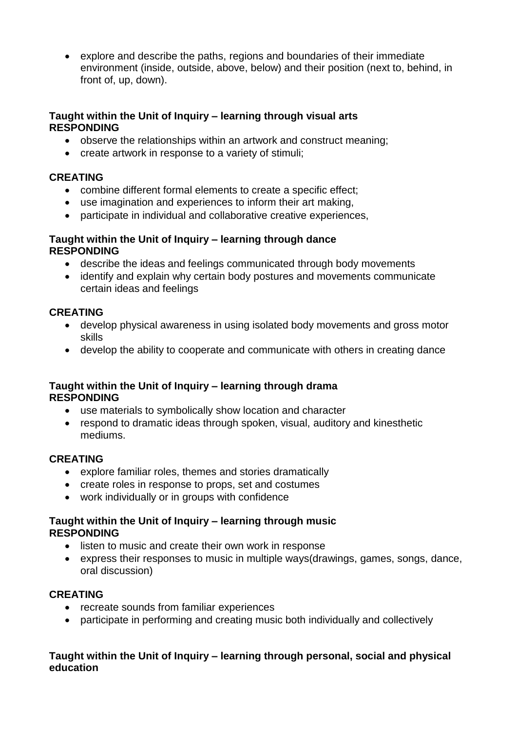- explore and describe the paths, regions and boundaries of their immediate environment (inside, outside, above, below) and their position (next to, behind, in front of, up, down).

**Taught within the Unit of Inquiry – learning through visual arts**
**RESPONDING**

- observe the relationships within an artwork and construct meaning;
- create artwork in response to a variety of stimuli;

**CREATING**

- combine different formal elements to create a specific effect;
- use imagination and experiences to inform their art making,
- participate in individual and collaborative creative experiences,

**Taught within the Unit of Inquiry – learning through dance**
**RESPONDING**

- describe the ideas and feelings communicated through body movements
- identify and explain why certain body postures and movements communicate certain ideas and feelings

**CREATING**

- develop physical awareness in using isolated body movements and gross motor skills
- develop the ability to cooperate and communicate with others in creating dance

**Taught within the Unit of Inquiry – learning through drama**
**RESPONDING**

- use materials to symbolically show location and character
- respond to dramatic ideas through spoken, visual, auditory and kinesthetic mediums.

**CREATING**

- explore familiar roles, themes and stories dramatically
- create roles in response to props, set and costumes
- work individually or in groups with confidence

**Taught within the Unit of Inquiry – learning through music**
**RESPONDING**

- listen to music and create their own work in response
- express their responses to music in multiple ways(drawings, games, songs, dance, oral discussion)

**CREATING**

- recreate sounds from familiar experiences
- participate in performing and creating music both individually and collectively

**Taught within the Unit of Inquiry – learning through personal, social and physical education**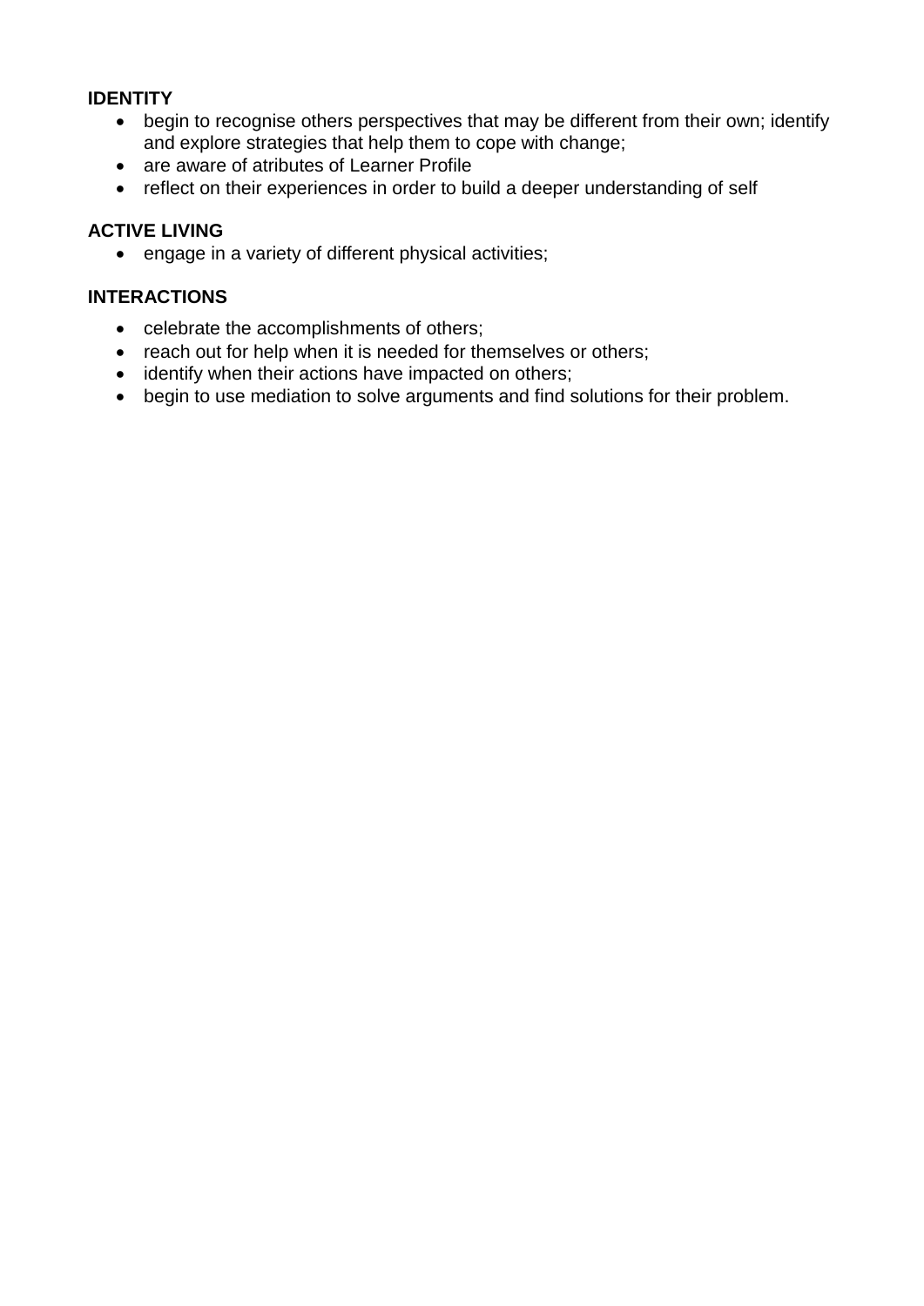**IDENTITY**

- begin to recognise others perspectives that may be different from their own; identify and explore strategies that help them to cope with change;
- are aware of atributes of Learner Profile
- reflect on their experiences in order to build a deeper understanding of self

**ACTIVE LIVING**

- engage in a variety of different physical activities;

**INTERACTIONS**

- celebrate the accomplishments of others;
- reach out for help when it is needed for themselves or others;
- identify when their actions have impacted on others;
- begin to use mediation to solve arguments and find solutions for their problem.